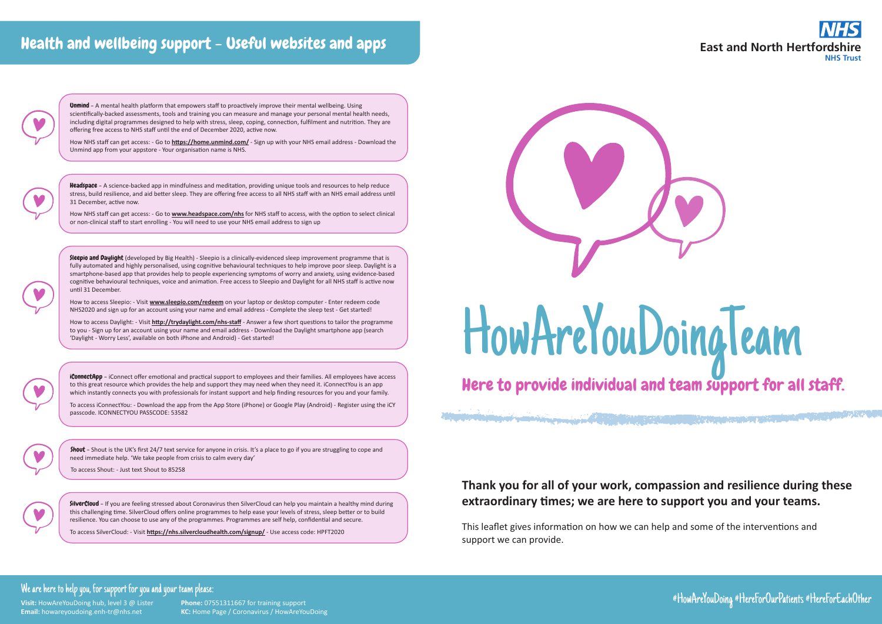# Health and wellbeing support - Useful websites and apps

**East and North Hertfordshire NHS Trust**

**Unmind** – A mental health platform that empowers staff to proactively improve their mental wellbeing. Using scientifically-backed assessments, tools and training you can measure and manage your personal mental health needs, including digital programmes designed to help with stress, sleep, coping, connection, fulfilment and nutrition. They are offering free access to NHS staff until the end of December 2020, active now.

How NHS staff can get access: - Go to **https://home.unmind.com/** - Sign up with your NHS email address - Download the Unmind app from your appstore - Your organisation name is NHS.

**Headspace** – A science-backed app in mindfulness and meditation, providing unique tools and resources to help reduce stress, build resilience, and aid better sleep. They are offering free access to all NHS staff with an NHS email address until 31 December, active now.

How NHS staff can get access: - Go to **www.headspace.com/nhs** for NHS staff to access, with the option to select clinical or non-clinical staff to start enrolling - You will need to use your NHS email address to sign up

**Sleepio and Daylight** (developed by Big Health) - Sleepio is a clinically-evidenced sleep improvement programme that is fully automated and highly personalised, using cognitive behavioural techniques to help improve poor sleep. Daylight is a smartphone-based app that provides help to people experiencing symptoms of worry and anxiety, using evidence-based cognitive behavioural techniques, voice and animation. Free access to Sleepio and Daylight for all NHS staff is active now until 31 December.

How to access Sleepio: - Visit **www.sleepio.com/redeem** on your laptop or desktop computer - Enter redeem code NHS2020 and sign up for an account using your name and email address - Complete the sleep test - Get started!

How to access Daylight: - Visit **http://trydaylight.com/nhs-staff** - Answer a few short questions to tailor the programme to you - Sign up for an account using your name and email address - Download the Daylight smartphone app (search 'Daylight - Worry Less', available on both iPhone and Android) - Get started!

**iConnectApp** – iConnect offer emotional and practical support to employees and their families. All employees have access to this great resource which provides the help and support they may need when they need it. iConnectYou is an app which instantly connects you with professionals for instant support and help finding resources for you and your family.

To access iConnectYou: - Download the app from the App Store (iPhone) or Google Play (Android) - Register using the iCY passcode. ICONNECTYOU PASSCODE: 53582

**Shout** – Shout is the UK's first 24/7 text service for anyone in crisis. It's a place to go if you are struggling to cope and need immediate help. 'We take people from crisis to calm every day'

To access Shout: - Just text Shout to 85258

**SilverCloud** – If you are feeling stressed about Coronavirus then SilverCloud can help you maintain a healthy mind during this challenging time. SilverCloud offers online programmes to help ease your levels of stress, sleep better or to build resilience. You can choose to use any of the programmes. Programmes are self help, confidential and secure.

To access SilverCloud: - Visit **https://nhs.silvercloudhealth.com/signup/** - Use access code: HPFT2020

# HowAreYouDoingTeam

## Here to provide individual and team support for all staff.

**Thank you for all of your work, compassion and resilience during these extraordinary times; we are here to support you and your teams.**

This leaflet gives information on how we can help and some of the interventions and support we can provide.

### We are here to help you, for support for you and your team please:

**Visit:** HowAreYouDoing hub, level 3 @ Lister
**Email:** howareyoudoing.enh-tr@nhs.net
**Phone:** 07551311667 for training support
**KC:** Home Page / Coronavirus / HowAreYouDoing

#HowAreYouDoing #HereForOurPatients #HereForEachOther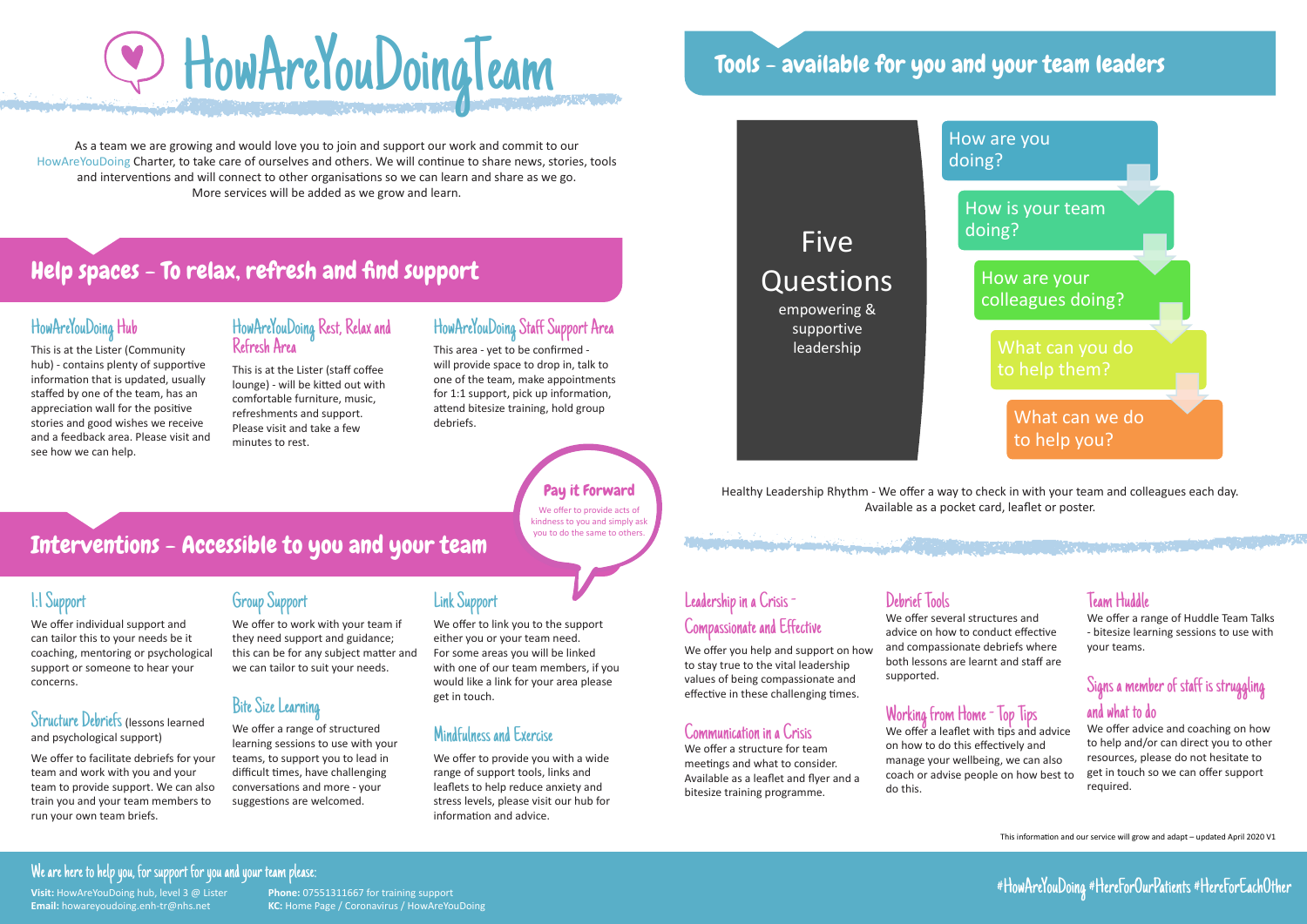# HowAreYouDoingTeam

As a team we are growing and would love you to join and support our work and commit to our HowAreYouDoing Charter, to take care of ourselves and others. We will continue to share news, stories, tools and interventions and will connect to other organisations so we can learn and share as we go. More services will be added as we grow and learn.

## Help spaces - To relax, refresh and find support

### HowAreYouDoing Hub

This is at the Lister (Community hub) - contains plenty of supportive information that is updated, usually staffed by one of the team, has an appreciation wall for the positive stories and good wishes we receive and a feedback area. Please visit and see how we can help.

### HowAreYouDoing Rest, Relax and Refresh Area

This is at the Lister (staff coffee lounge) - will be kitted out with comfortable furniture, music, refreshments and support. Please visit and take a few minutes to rest.

### HowAreYouDoing Staff Support Area

This area - yet to be confirmed - will provide space to drop in, talk to one of the team, make appointments for 1:1 support, pick up information, attend bitesize training, hold group debriefs.

### Pay it Forward

We offer to provide acts of kindness to you and simply ask you to do the same to others.

## Interventions - Accessible to you and your team

### 1:1 Support

We offer individual support and can tailor this to your needs be it coaching, mentoring or psychological support or someone to hear your concerns.

### Structure Debriefs (lessons learned and psychological support)

We offer to facilitate debriefs for your team and work with you and your team to provide support. We can also train you and your team members to run your own team briefs.

### Group Support

We offer to work with your team if they need support and guidance; this can be for any subject matter and we can tailor to suit your needs.

### Bite Size Learning

We offer a range of structured learning sessions to use with your teams, to support you to lead in difficult times, have challenging conversations and more - your suggestions are welcomed.

### Link Support

We offer to link you to the support either you or your team need. For some areas you will be linked with one of our team members, if you would like a link for your area please get in touch.

### Mindfulness and Exercise

We offer to provide you with a wide range of support tools, links and leaflets to help reduce anxiety and stress levels, please visit our hub for information and advice.

## Tools - available for you and your team leaders

**Five Questions**
empowering & supportive leadership

- How are you doing?
- How is your team doing?
- How are your colleagues doing?
- What can you do to help them?
- What can we do to help you?

Healthy Leadership Rhythm - We offer a way to check in with your team and colleagues each day. Available as a pocket card, leaflet or poster.

### Leadership in a Crisis - Compassionate and Effective

We offer you help and support on how to stay true to the vital leadership values of being compassionate and effective in these challenging times.

### Communication in a Crisis

We offer a structure for team meetings and what to consider. Available as a leaflet and flyer and a bitesize training programme.

### Debrief Tools

We offer several structures and advice on how to conduct effective and compassionate debriefs where both lessons are learnt and staff are supported.

### Working from Home - Top Tips

We offer a leaflet with tips and advice on how to do this effectively and manage your wellbeing, we can also coach or advise people on how best to do this.

### Team Huddle

We offer a range of Huddle Team Talks - bitesize learning sessions to use with your teams.

### Signs a member of staff is struggling and what to do

We offer advice and coaching on how to help and/or can direct you to other resources, please do not hesitate to get in touch so we can offer support required.

This information and our service will grow and adapt – updated April 2020 V1

### We are here to help you, for support for you and your team please:

**Visit:** HowAreYouDoing hub, level 3 @ Lister
**Email:** howareyoudoing.enh-tr@nhs.net
**Phone:** 07551311667 for training support
**KC:** Home Page / Coronavirus / HowAreYouDoing

#HowAreYouDoing #HereForOurPatients #HereForEachOther